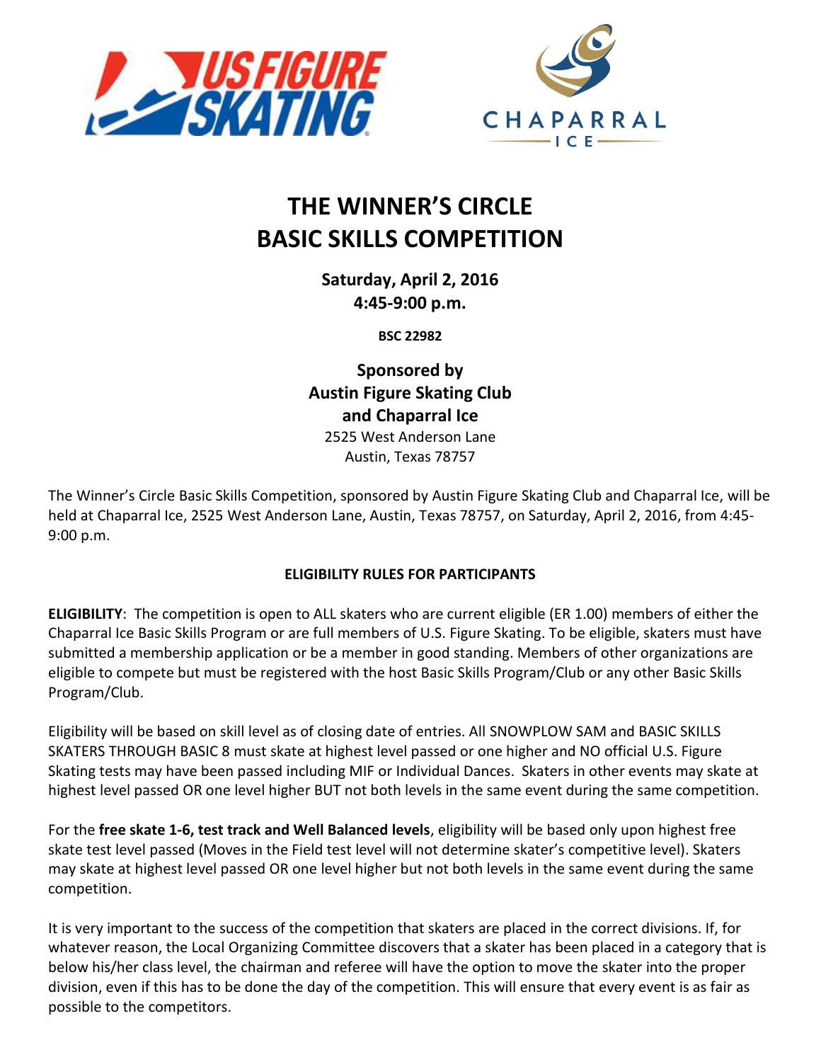# THE WINNER'S CIRCLE
# BASIC SKILLS COMPETITION

**Saturday, April 2, 2016**
**4:45-9:00 p.m.**

**BSC 22982**

**Sponsored by**
**Austin Figure Skating Club**
**and Chaparral Ice**
2525 West Anderson Lane
Austin, Texas 78757

The Winner's Circle Basic Skills Competition, sponsored by Austin Figure Skating Club and Chaparral Ice, will be held at Chaparral Ice, 2525 West Anderson Lane, Austin, Texas 78757, on Saturday, April 2, 2016, from 4:45-9:00 p.m.

**ELIGIBILITY RULES FOR PARTICIPANTS**

**ELIGIBILITY**: The competition is open to ALL skaters who are current eligible (ER 1.00) members of either the Chaparral Ice Basic Skills Program or are full members of U.S. Figure Skating. To be eligible, skaters must have submitted a membership application or be a member in good standing. Members of other organizations are eligible to compete but must be registered with the host Basic Skills Program/Club or any other Basic Skills Program/Club.

Eligibility will be based on skill level as of closing date of entries. All SNOWPLOW SAM and BASIC SKILLS SKATERS THROUGH BASIC 8 must skate at highest level passed or one higher and NO official U.S. Figure Skating tests may have been passed including MIF or Individual Dances. Skaters in other events may skate at highest level passed OR one level higher BUT not both levels in the same event during the same competition.

For the **free skate 1-6, test track and Well Balanced levels**, eligibility will be based only upon highest free skate test level passed (Moves in the Field test level will not determine skater's competitive level). Skaters may skate at highest level passed OR one level higher but not both levels in the same event during the same competition.

It is very important to the success of the competition that skaters are placed in the correct divisions. If, for whatever reason, the Local Organizing Committee discovers that a skater has been placed in a category that is below his/her class level, the chairman and referee will have the option to move the skater into the proper division, even if this has to be done the day of the competition. This will ensure that every event is as fair as possible to the competitors.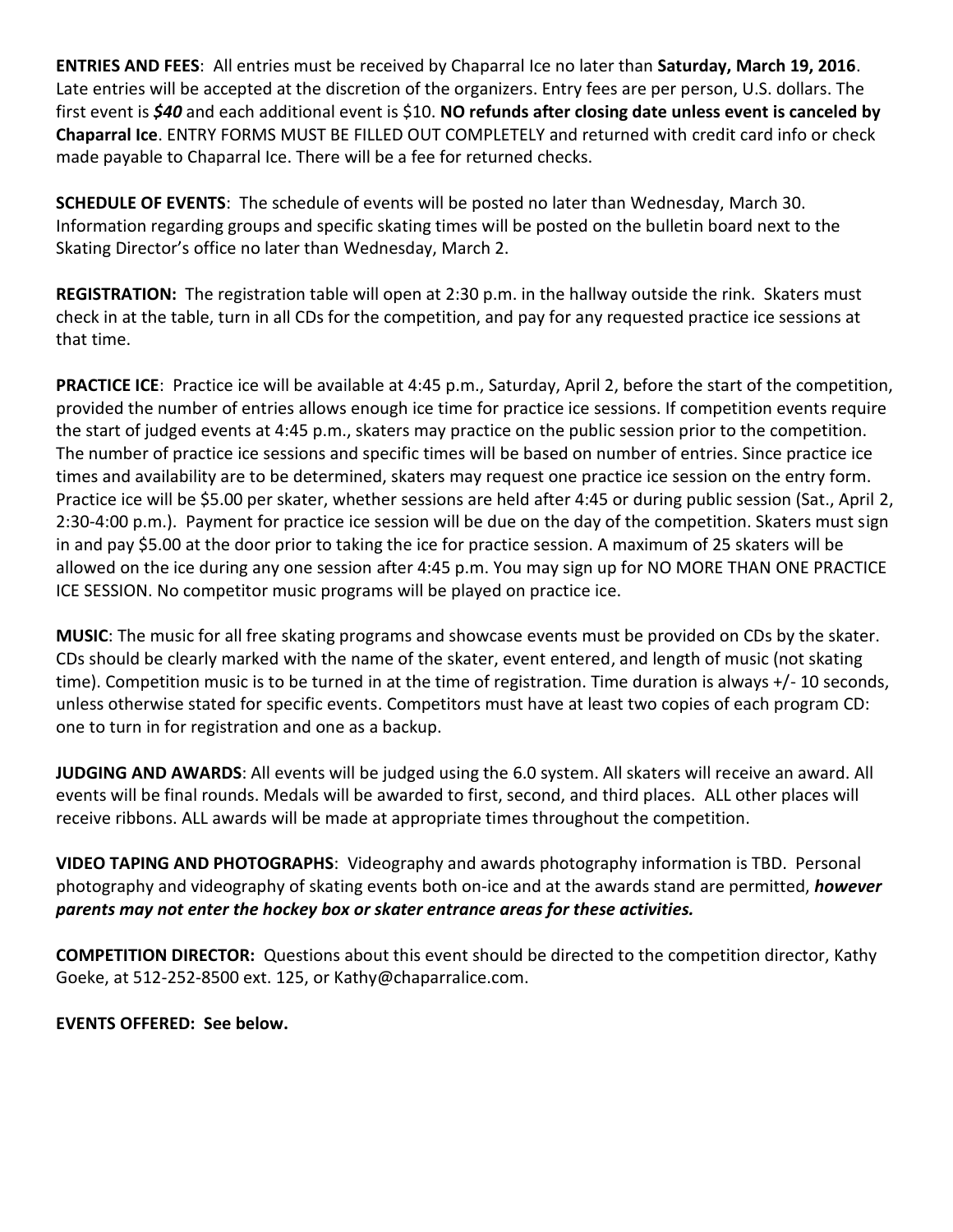**ENTRIES AND FEES**: All entries must be received by Chaparral Ice no later than **Saturday, March 19, 2016**. Late entries will be accepted at the discretion of the organizers. Entry fees are per person, U.S. dollars. The first event is ***$40*** and each additional event is $10. **NO refunds after closing date unless event is canceled by Chaparral Ice**. ENTRY FORMS MUST BE FILLED OUT COMPLETELY and returned with credit card info or check made payable to Chaparral Ice. There will be a fee for returned checks.

**SCHEDULE OF EVENTS**: The schedule of events will be posted no later than Wednesday, March 30. Information regarding groups and specific skating times will be posted on the bulletin board next to the Skating Director's office no later than Wednesday, March 2.

**REGISTRATION:** The registration table will open at 2:30 p.m. in the hallway outside the rink. Skaters must check in at the table, turn in all CDs for the competition, and pay for any requested practice ice sessions at that time.

**PRACTICE ICE**: Practice ice will be available at 4:45 p.m., Saturday, April 2, before the start of the competition, provided the number of entries allows enough ice time for practice ice sessions. If competition events require the start of judged events at 4:45 p.m., skaters may practice on the public session prior to the competition. The number of practice ice sessions and specific times will be based on number of entries. Since practice ice times and availability are to be determined, skaters may request one practice ice session on the entry form. Practice ice will be $5.00 per skater, whether sessions are held after 4:45 or during public session (Sat., April 2, 2:30-4:00 p.m.). Payment for practice ice session will be due on the day of the competition. Skaters must sign in and pay $5.00 at the door prior to taking the ice for practice session. A maximum of 25 skaters will be allowed on the ice during any one session after 4:45 p.m. You may sign up for NO MORE THAN ONE PRACTICE ICE SESSION. No competitor music programs will be played on practice ice.

**MUSIC**: The music for all free skating programs and showcase events must be provided on CDs by the skater. CDs should be clearly marked with the name of the skater, event entered, and length of music (not skating time). Competition music is to be turned in at the time of registration. Time duration is always +/- 10 seconds, unless otherwise stated for specific events. Competitors must have at least two copies of each program CD: one to turn in for registration and one as a backup.

**JUDGING AND AWARDS**: All events will be judged using the 6.0 system. All skaters will receive an award. All events will be final rounds. Medals will be awarded to first, second, and third places. ALL other places will receive ribbons. ALL awards will be made at appropriate times throughout the competition.

**VIDEO TAPING AND PHOTOGRAPHS**: Videography and awards photography information is TBD. Personal photography and videography of skating events both on-ice and at the awards stand are permitted, ***however parents may not enter the hockey box or skater entrance areas for these activities.***

**COMPETITION DIRECTOR:** Questions about this event should be directed to the competition director, Kathy Goeke, at 512-252-8500 ext. 125, or Kathy@chaparralice.com.

**EVENTS OFFERED: See below.**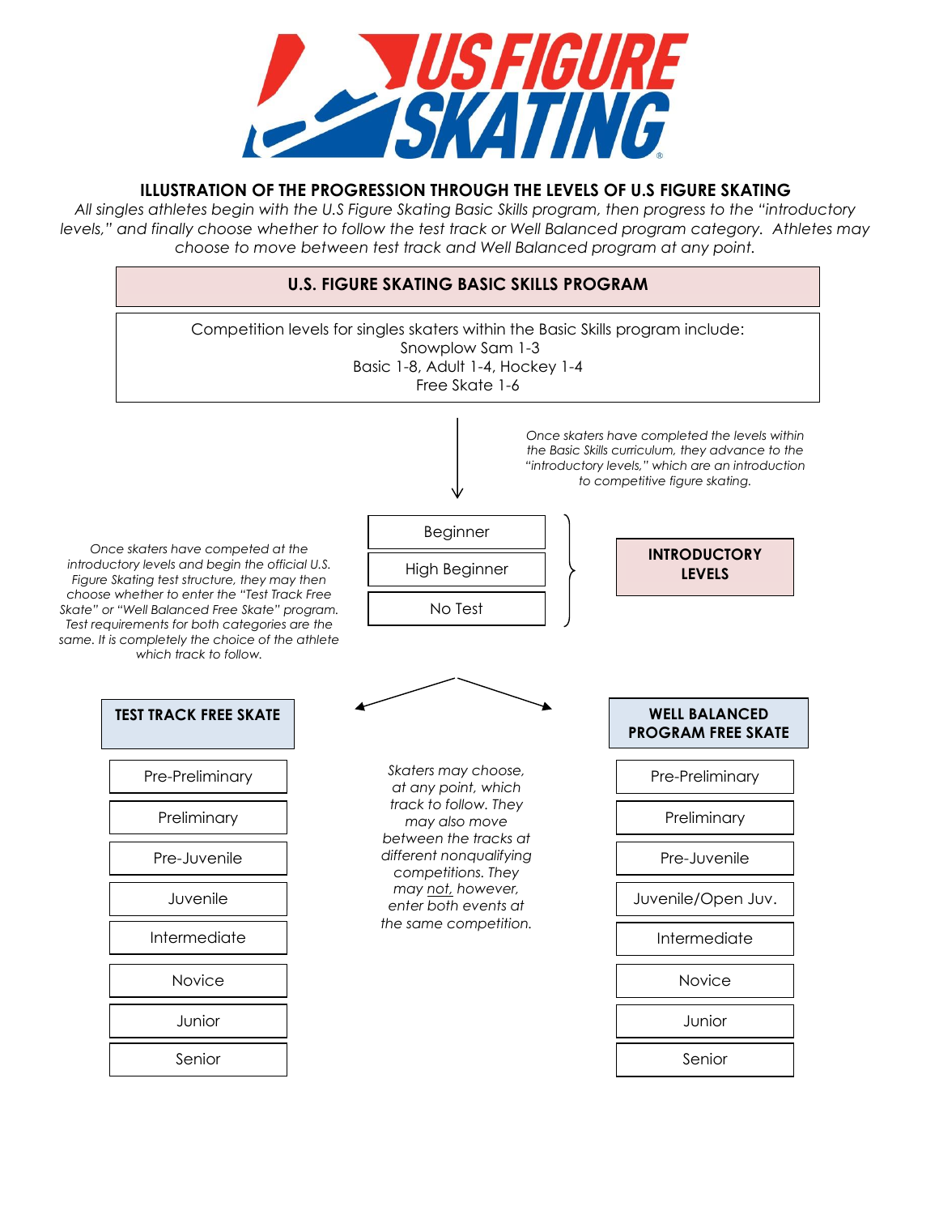## ILLUSTRATION OF THE PROGRESSION THROUGH THE LEVELS OF U.S FIGURE SKATING

*All singles athletes begin with the U.S Figure Skating Basic Skills program, then progress to the "introductory levels," and finally choose whether to follow the test track or Well Balanced program category. Athletes may choose to move between test track and Well Balanced program at any point.*

### U.S. FIGURE SKATING BASIC SKILLS PROGRAM

Competition levels for singles skaters within the Basic Skills program include:
Snowplow Sam 1-3
Basic 1-8, Adult 1-4, Hockey 1-4
Free Skate 1-6

*Once skaters have completed the levels within the Basic Skills curriculum, they advance to the "introductory levels," which are an introduction to competitive figure skating.*

### INTRODUCTORY LEVELS

- Beginner
- High Beginner
- No Test

*Once skaters have competed at the introductory levels and begin the official U.S. Figure Skating test structure, they may then choose whether to enter the "Test Track Free Skate" or "Well Balanced Free Skate" program. Test requirements for both categories are the same. It is completely the choice of the athlete which track to follow.*

*Skaters may choose, at any point, which track to follow. They may also move between the tracks at different nonqualifying competitions. They may not, however, enter both events at the same competition.*

| TEST TRACK FREE SKATE | WELL BALANCED PROGRAM FREE SKATE |
| --- | --- |
| Pre-Preliminary | Pre-Preliminary |
| Preliminary | Preliminary |
| Pre-Juvenile | Pre-Juvenile |
| Juvenile | Juvenile/Open Juv. |
| Intermediate | Intermediate |
| Novice | Novice |
| Junior | Junior |
| Senior | Senior |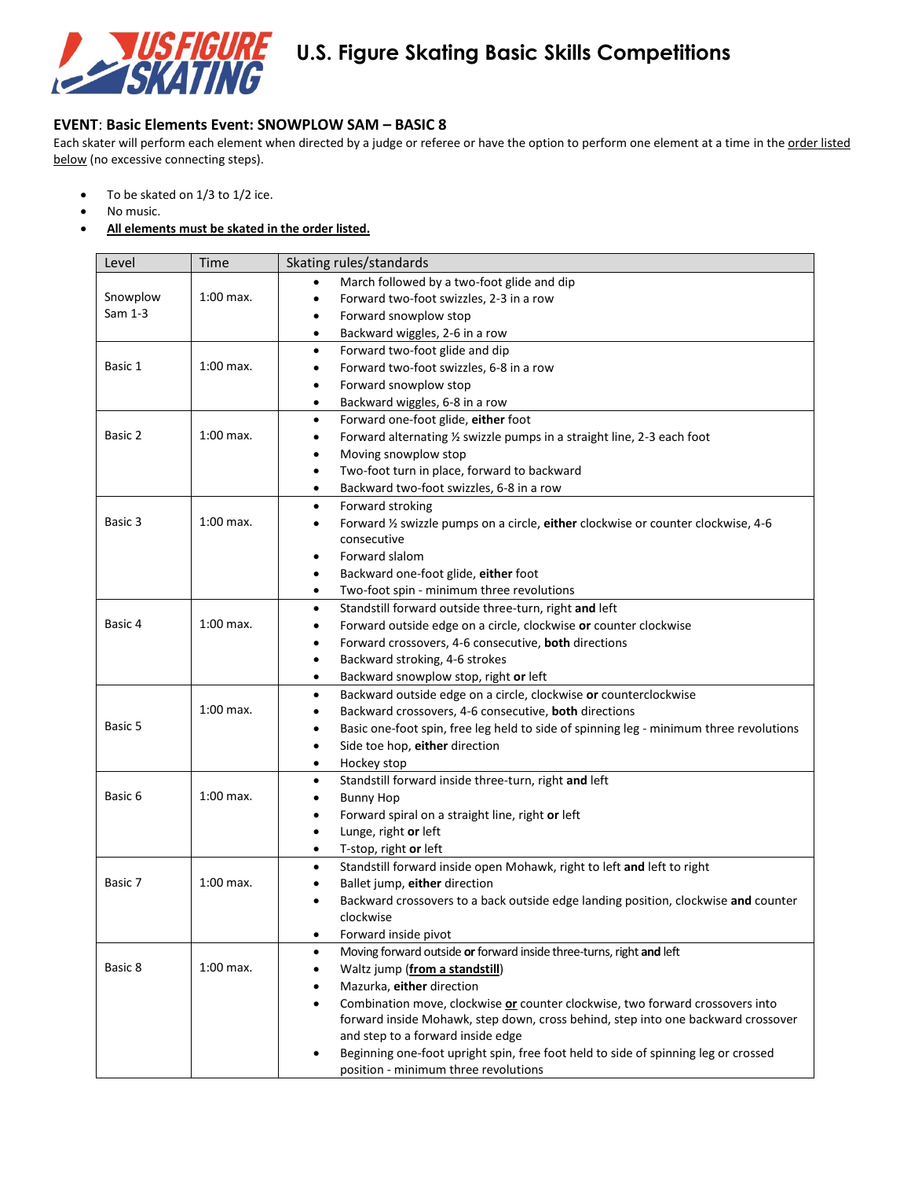# U.S. Figure Skating Basic Skills Competitions

**EVENT**: **Basic Elements Event: SNOWPLOW SAM – BASIC 8**

Each skater will perform each element when directed by a judge or referee or have the option to perform one element at a time in the order listed below (no excessive connecting steps).

- To be skated on 1/3 to 1/2 ice.
- No music.
- **All elements must be skated in the order listed.**

| Level | Time | Skating rules/standards |
|---|---|---|
| Snowplow Sam 1-3 | 1:00 max. | • March followed by a two-foot glide and dip<br>• Forward two-foot swizzles, 2-3 in a row<br>• Forward snowplow stop<br>• Backward wiggles, 2-6 in a row |
| Basic 1 | 1:00 max. | • Forward two-foot glide and dip<br>• Forward two-foot swizzles, 6-8 in a row<br>• Forward snowplow stop<br>• Backward wiggles, 6-8 in a row |
| Basic 2 | 1:00 max. | • Forward one-foot glide, **either** foot<br>• Forward alternating ½ swizzle pumps in a straight line, 2-3 each foot<br>• Moving snowplow stop<br>• Two-foot turn in place, forward to backward<br>• Backward two-foot swizzles, 6-8 in a row |
| Basic 3 | 1:00 max. | • Forward stroking<br>• Forward ½ swizzle pumps on a circle, **either** clockwise or counter clockwise, 4-6 consecutive<br>• Forward slalom<br>• Backward one-foot glide, **either** foot<br>• Two-foot spin - minimum three revolutions |
| Basic 4 | 1:00 max. | • Standstill forward outside three-turn, right **and** left<br>• Forward outside edge on a circle, clockwise **or** counter clockwise<br>• Forward crossovers, 4-6 consecutive, **both** directions<br>• Backward stroking, 4-6 strokes<br>• Backward snowplow stop, right **or** left |
| Basic 5 | 1:00 max. | • Backward outside edge on a circle, clockwise **or** counterclockwise<br>• Backward crossovers, 4-6 consecutive, **both** directions<br>• Basic one-foot spin, free leg held to side of spinning leg - minimum three revolutions<br>• Side toe hop, **either** direction<br>• Hockey stop |
| Basic 6 | 1:00 max. | • Standstill forward inside three-turn, right **and** left<br>• Bunny Hop<br>• Forward spiral on a straight line, right **or** left<br>• Lunge, right **or** left<br>• T-stop, right **or** left |
| Basic 7 | 1:00 max. | • Standstill forward inside open Mohawk, right to left **and** left to right<br>• Ballet jump, **either** direction<br>• Backward crossovers to a back outside edge landing position, clockwise **and** counter clockwise<br>• Forward inside pivot |
| Basic 8 | 1:00 max. | • Moving forward outside **or** forward inside three-turns, right **and** left<br>• Waltz jump (**from a standstill**)<br>• Mazurka, **either** direction<br>• Combination move, clockwise **or** counter clockwise, two forward crossovers into forward inside Mohawk, step down, cross behind, step into one backward crossover and step to a forward inside edge<br>• Beginning one-foot upright spin, free foot held to side of spinning leg or crossed position - minimum three revolutions |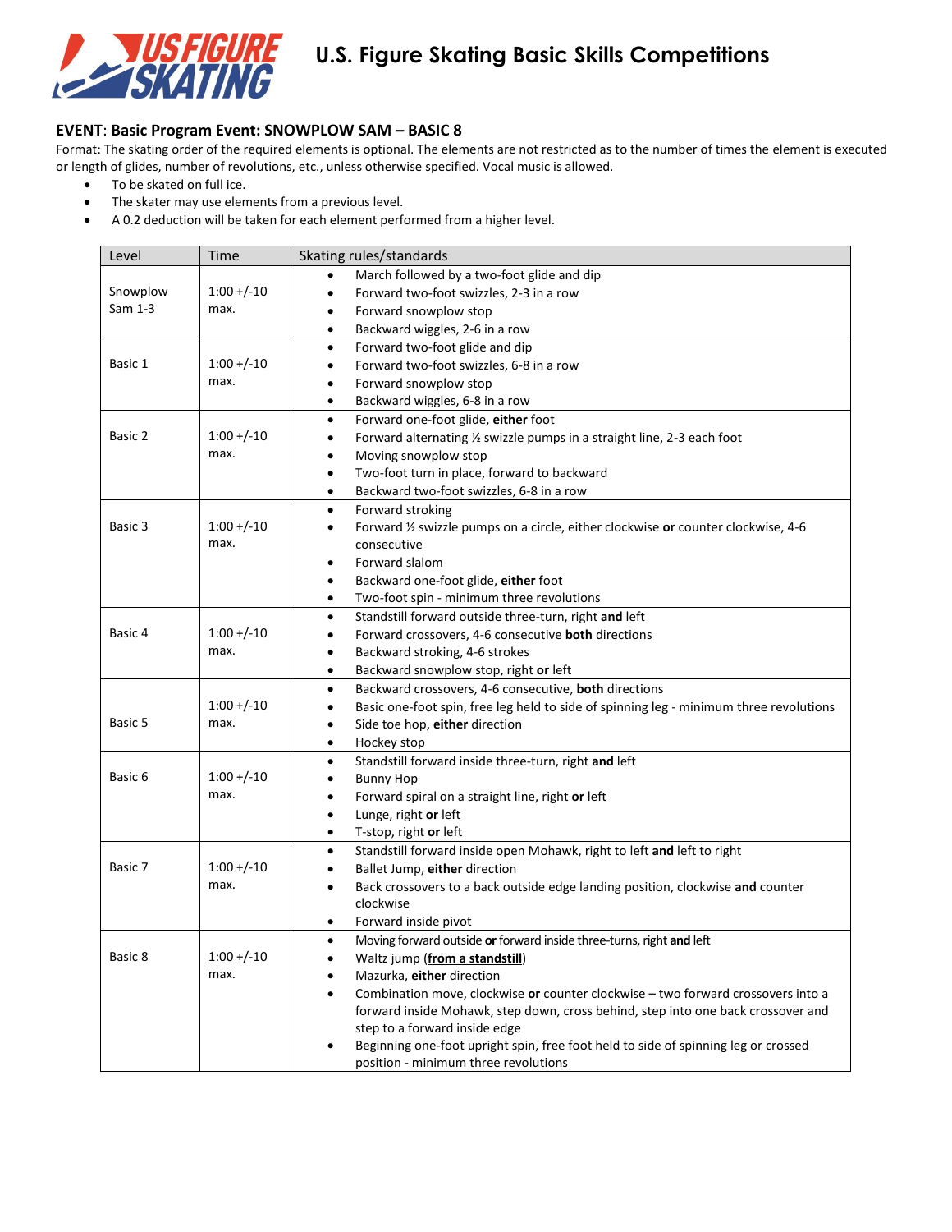# U.S. Figure Skating Basic Skills Competitions

**EVENT**: **Basic Program Event: SNOWPLOW SAM – BASIC 8**

Format: The skating order of the required elements is optional. The elements are not restricted as to the number of times the element is executed or length of glides, number of revolutions, etc., unless otherwise specified. Vocal music is allowed.

- To be skated on full ice.
- The skater may use elements from a previous level.
- A 0.2 deduction will be taken for each element performed from a higher level.

| Level | Time | Skating rules/standards |
|---|---|---|
| Snowplow Sam 1-3 | 1:00 +/-10 max. | • March followed by a two-foot glide and dip<br>• Forward two-foot swizzles, 2-3 in a row<br>• Forward snowplow stop<br>• Backward wiggles, 2-6 in a row |
| Basic 1 | 1:00 +/-10 max. | • Forward two-foot glide and dip<br>• Forward two-foot swizzles, 6-8 in a row<br>• Forward snowplow stop<br>• Backward wiggles, 6-8 in a row |
| Basic 2 | 1:00 +/-10 max. | • Forward one-foot glide, **either** foot<br>• Forward alternating ½ swizzle pumps in a straight line, 2-3 each foot<br>• Moving snowplow stop<br>• Two-foot turn in place, forward to backward<br>• Backward two-foot swizzles, 6-8 in a row |
| Basic 3 | 1:00 +/-10 max. | • Forward stroking<br>• Forward ½ swizzle pumps on a circle, either clockwise **or** counter clockwise, 4-6 consecutive<br>• Forward slalom<br>• Backward one-foot glide, **either** foot<br>• Two-foot spin - minimum three revolutions |
| Basic 4 | 1:00 +/-10 max. | • Standstill forward outside three-turn, right **and** left<br>• Forward crossovers, 4-6 consecutive **both** directions<br>• Backward stroking, 4-6 strokes<br>• Backward snowplow stop, right **or** left |
| Basic 5 | 1:00 +/-10 max. | • Backward crossovers, 4-6 consecutive, **both** directions<br>• Basic one-foot spin, free leg held to side of spinning leg - minimum three revolutions<br>• Side toe hop, **either** direction<br>• Hockey stop |
| Basic 6 | 1:00 +/-10 max. | • Standstill forward inside three-turn, right **and** left<br>• Bunny Hop<br>• Forward spiral on a straight line, right **or** left<br>• Lunge, right **or** left<br>• T-stop, right **or** left |
| Basic 7 | 1:00 +/-10 max. | • Standstill forward inside open Mohawk, right to left **and** left to right<br>• Ballet Jump, **either** direction<br>• Back crossovers to a back outside edge landing position, clockwise **and** counter clockwise<br>• Forward inside pivot |
| Basic 8 | 1:00 +/-10 max. | • Moving forward outside **or** forward inside three-turns, right **and** left<br>• Waltz jump (**from a standstill**)<br>• Mazurka, **either** direction<br>• Combination move, clockwise **or** counter clockwise – two forward crossovers into a forward inside Mohawk, step down, cross behind, step into one back crossover and step to a forward inside edge<br>• Beginning one-foot upright spin, free foot held to side of spinning leg or crossed position - minimum three revolutions |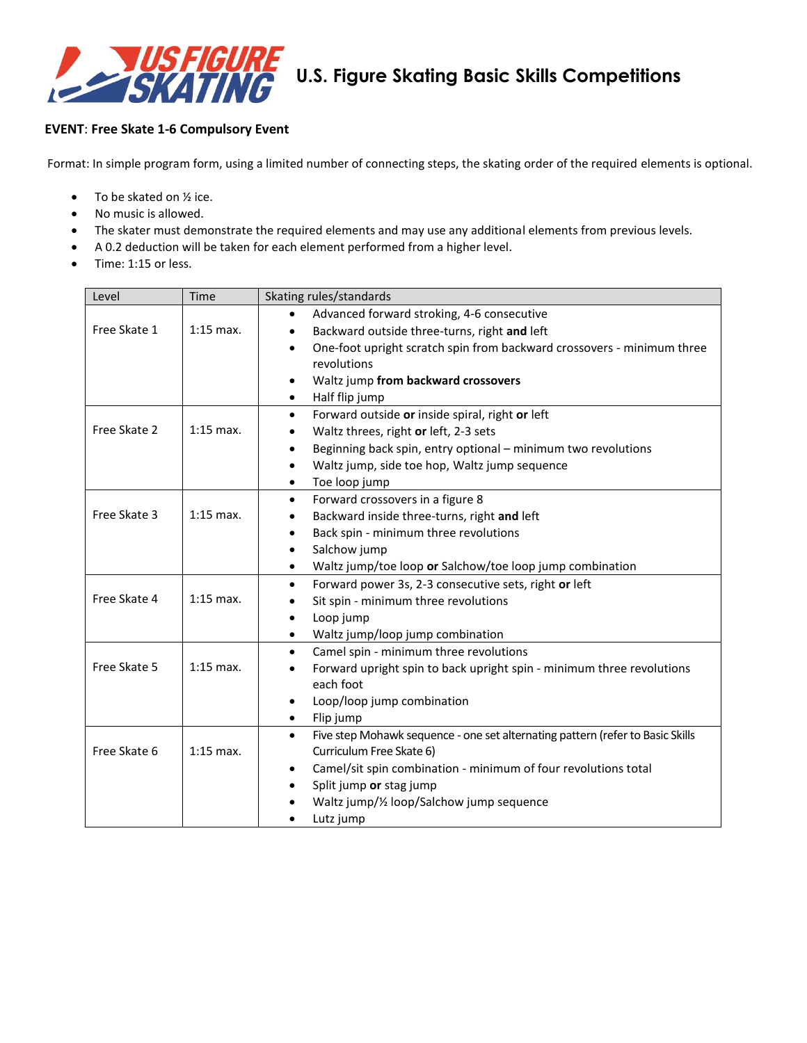# U.S. Figure Skating Basic Skills Competitions

**EVENT**: **Free Skate 1-6 Compulsory Event**

Format: In simple program form, using a limited number of connecting steps, the skating order of the required elements is optional.

- To be skated on ½ ice.
- No music is allowed.
- The skater must demonstrate the required elements and may use any additional elements from previous levels.
- A 0.2 deduction will be taken for each element performed from a higher level.
- Time: 1:15 or less.

| Level | Time | Skating rules/standards |
|---|---|---|
| Free Skate 1 | 1:15 max. | • Advanced forward stroking, 4-6 consecutive<br>• Backward outside three-turns, right **and** left<br>• One-foot upright scratch spin from backward crossovers - minimum three revolutions<br>• Waltz jump **from backward crossovers**<br>• Half flip jump |
| Free Skate 2 | 1:15 max. | • Forward outside **or** inside spiral, right **or** left<br>• Waltz threes, right **or** left, 2-3 sets<br>• Beginning back spin, entry optional – minimum two revolutions<br>• Waltz jump, side toe hop, Waltz jump sequence<br>• Toe loop jump |
| Free Skate 3 | 1:15 max. | • Forward crossovers in a figure 8<br>• Backward inside three-turns, right **and** left<br>• Back spin - minimum three revolutions<br>• Salchow jump<br>• Waltz jump/toe loop **or** Salchow/toe loop jump combination |
| Free Skate 4 | 1:15 max. | • Forward power 3s, 2-3 consecutive sets, right **or** left<br>• Sit spin - minimum three revolutions<br>• Loop jump<br>• Waltz jump/loop jump combination |
| Free Skate 5 | 1:15 max. | • Camel spin - minimum three revolutions<br>• Forward upright spin to back upright spin - minimum three revolutions each foot<br>• Loop/loop jump combination<br>• Flip jump |
| Free Skate 6 | 1:15 max. | • Five step Mohawk sequence - one set alternating pattern (refer to Basic Skills Curriculum Free Skate 6)<br>• Camel/sit spin combination - minimum of four revolutions total<br>• Split jump **or** stag jump<br>• Waltz jump/½ loop/Salchow jump sequence<br>• Lutz jump |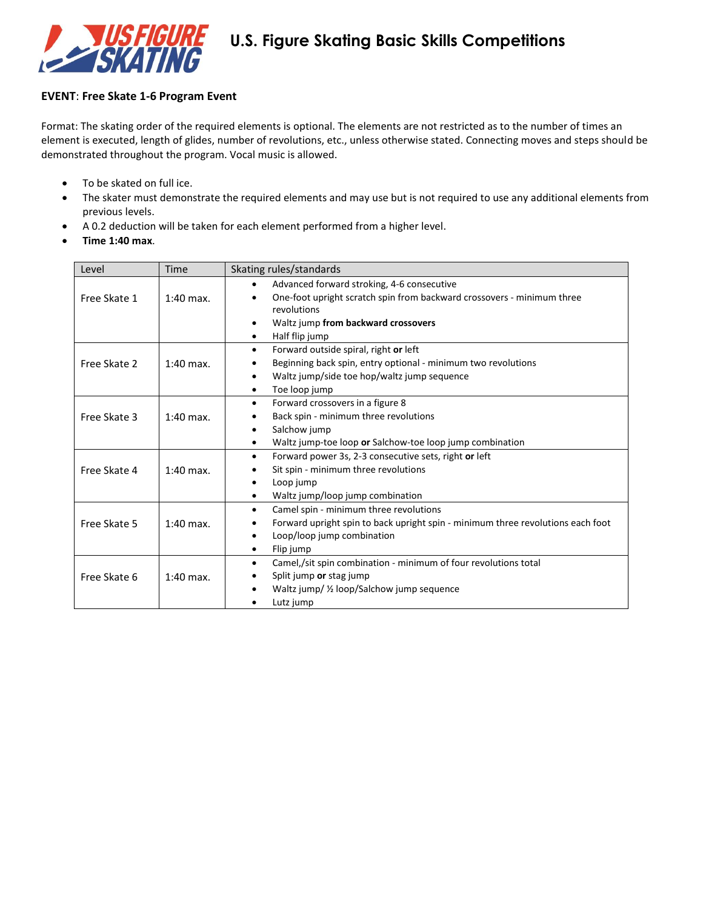# U.S. Figure Skating Basic Skills Competitions

**EVENT**: **Free Skate 1-6 Program Event**

Format: The skating order of the required elements is optional. The elements are not restricted as to the number of times an element is executed, length of glides, number of revolutions, etc., unless otherwise stated. Connecting moves and steps should be demonstrated throughout the program. Vocal music is allowed.

- To be skated on full ice.
- The skater must demonstrate the required elements and may use but is not required to use any additional elements from previous levels.
- A 0.2 deduction will be taken for each element performed from a higher level.
- **Time 1:40 max**.

| Level | Time | Skating rules/standards |
|---|---|---|
| Free Skate 1 | 1:40 max. | • Advanced forward stroking, 4-6 consecutive<br>• One-foot upright scratch spin from backward crossovers - minimum three revolutions<br>• Waltz jump **from backward crossovers**<br>• Half flip jump |
| Free Skate 2 | 1:40 max. | • Forward outside spiral, right **or** left<br>• Beginning back spin, entry optional - minimum two revolutions<br>• Waltz jump/side toe hop/waltz jump sequence<br>• Toe loop jump |
| Free Skate 3 | 1:40 max. | • Forward crossovers in a figure 8<br>• Back spin - minimum three revolutions<br>• Salchow jump<br>• Waltz jump-toe loop **or** Salchow-toe loop jump combination |
| Free Skate 4 | 1:40 max. | • Forward power 3s, 2-3 consecutive sets, right **or** left<br>• Sit spin - minimum three revolutions<br>• Loop jump<br>• Waltz jump/loop jump combination |
| Free Skate 5 | 1:40 max. | • Camel spin - minimum three revolutions<br>• Forward upright spin to back upright spin - minimum three revolutions each foot<br>• Loop/loop jump combination<br>• Flip jump |
| Free Skate 6 | 1:40 max. | • Camel,/sit spin combination - minimum of four revolutions total<br>• Split jump **or** stag jump<br>• Waltz jump/ ½ loop/Salchow jump sequence<br>• Lutz jump |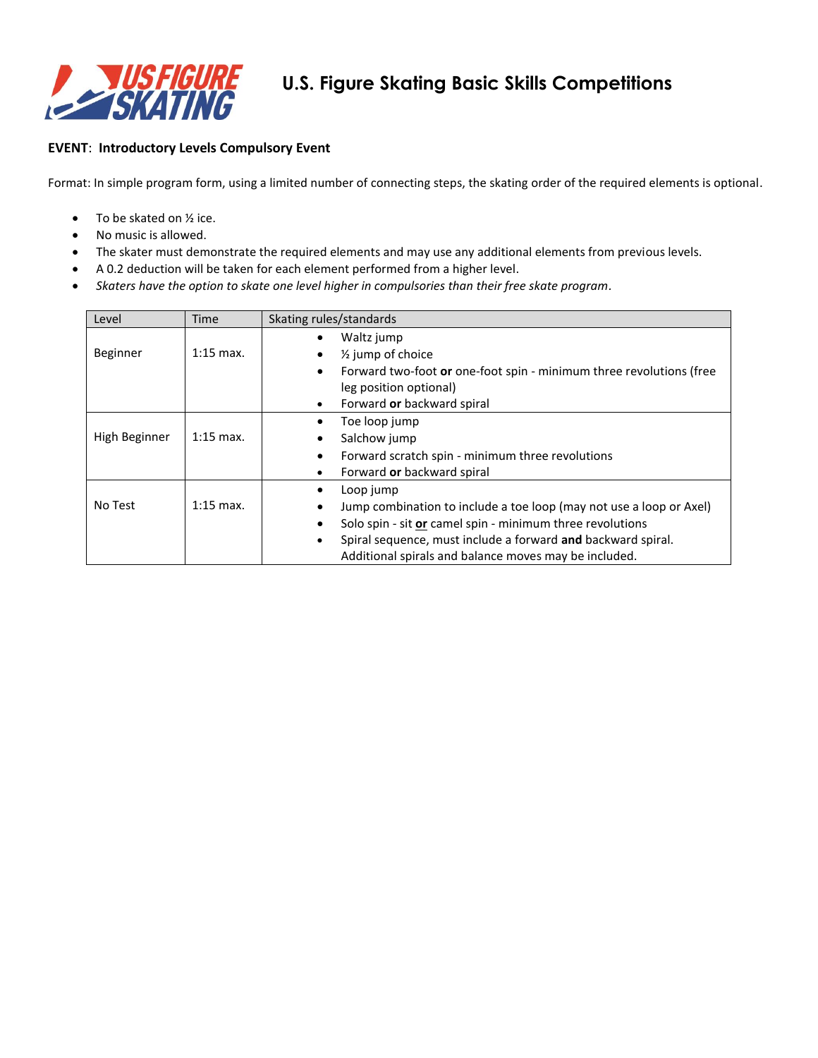# U.S. Figure Skating Basic Skills Competitions

**EVENT**: **Introductory Levels Compulsory Event**

Format: In simple program form, using a limited number of connecting steps, the skating order of the required elements is optional.

- To be skated on ½ ice.
- No music is allowed.
- The skater must demonstrate the required elements and may use any additional elements from previous levels.
- A 0.2 deduction will be taken for each element performed from a higher level.
- *Skaters have the option to skate one level higher in compulsories than their free skate program*.

| Level | Time | Skating rules/standards |
|---|---|---|
| Beginner | 1:15 max. | • Waltz jump<br>• ½ jump of choice<br>• Forward two-foot **or** one-foot spin - minimum three revolutions (free leg position optional)<br>• Forward **or** backward spiral |
| High Beginner | 1:15 max. | • Toe loop jump<br>• Salchow jump<br>• Forward scratch spin - minimum three revolutions<br>• Forward **or** backward spiral |
| No Test | 1:15 max. | • Loop jump<br>• Jump combination to include a toe loop (may not use a loop or Axel)<br>• Solo spin - sit **or** camel spin - minimum three revolutions<br>• Spiral sequence, must include a forward **and** backward spiral. Additional spirals and balance moves may be included. |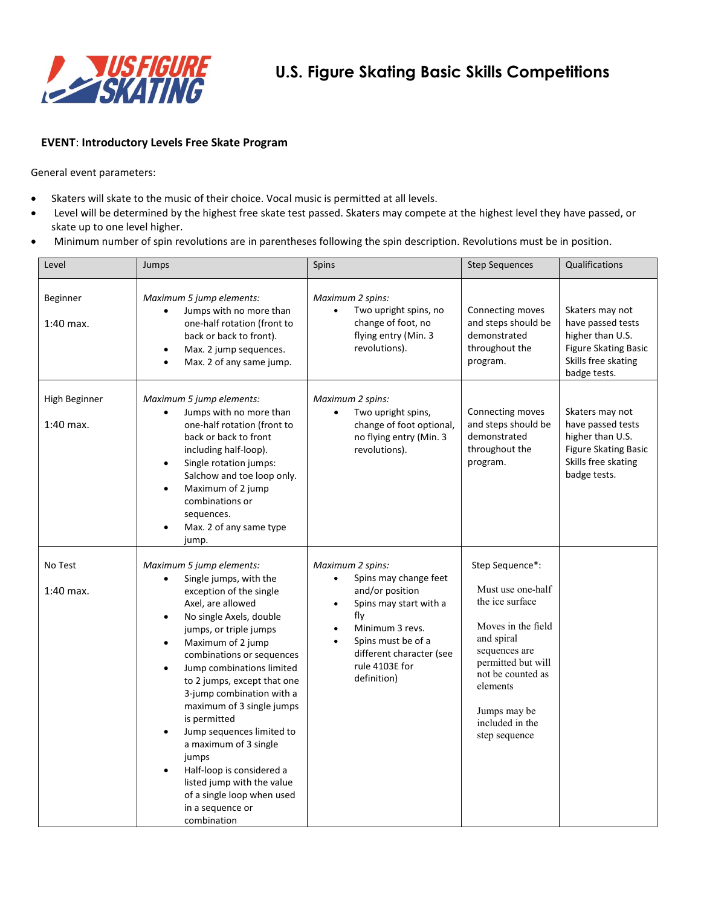# U.S. Figure Skating Basic Skills Competitions

**EVENT**: **Introductory Levels Free Skate Program**

General event parameters:

- Skaters will skate to the music of their choice. Vocal music is permitted at all levels.
- Level will be determined by the highest free skate test passed. Skaters may compete at the highest level they have passed, or skate up to one level higher.
- Minimum number of spin revolutions are in parentheses following the spin description. Revolutions must be in position.

| Level | Jumps | Spins | Step Sequences | Qualifications |
|---|---|---|---|---|
| Beginner<br><br>1:40 max. | *Maximum 5 jump elements:*<br>• Jumps with no more than one-half rotation (front to back or back to front).<br>• Max. 2 jump sequences.<br>• Max. 2 of any same jump. | *Maximum 2 spins:*<br>• Two upright spins, no change of foot, no flying entry (Min. 3 revolutions). | Connecting moves and steps should be demonstrated throughout the program. | Skaters may not have passed tests higher than U.S. Figure Skating Basic Skills free skating badge tests. |
| High Beginner<br><br>1:40 max. | *Maximum 5 jump elements:*<br>• Jumps with no more than one-half rotation (front to back or back to front including half-loop).<br>• Single rotation jumps: Salchow and toe loop only.<br>• Maximum of 2 jump combinations or sequences.<br>• Max. 2 of any same type jump. | *Maximum 2 spins:*<br>• Two upright spins, change of foot optional, no flying entry (Min. 3 revolutions). | Connecting moves and steps should be demonstrated throughout the program. | Skaters may not have passed tests higher than U.S. Figure Skating Basic Skills free skating badge tests. |
| No Test<br><br>1:40 max. | *Maximum 5 jump elements:*<br>• Single jumps, with the exception of the single Axel, are allowed<br>• No single Axels, double jumps, or triple jumps<br>• Maximum of 2 jump combinations or sequences<br>• Jump combinations limited to 2 jumps, except that one 3-jump combination with a maximum of 3 single jumps is permitted<br>• Jump sequences limited to a maximum of 3 single jumps<br>• Half-loop is considered a listed jump with the value of a single loop when used in a sequence or combination | *Maximum 2 spins:*<br>• Spins may change feet and/or position<br>• Spins may start with a fly<br>• Minimum 3 revs.<br>• Spins must be of a different character (see rule 4103E for definition) | Step Sequence*:<br><br>Must use one-half the ice surface<br><br>Moves in the field and spiral sequences are permitted but will not be counted as elements<br><br>Jumps may be included in the step sequence | |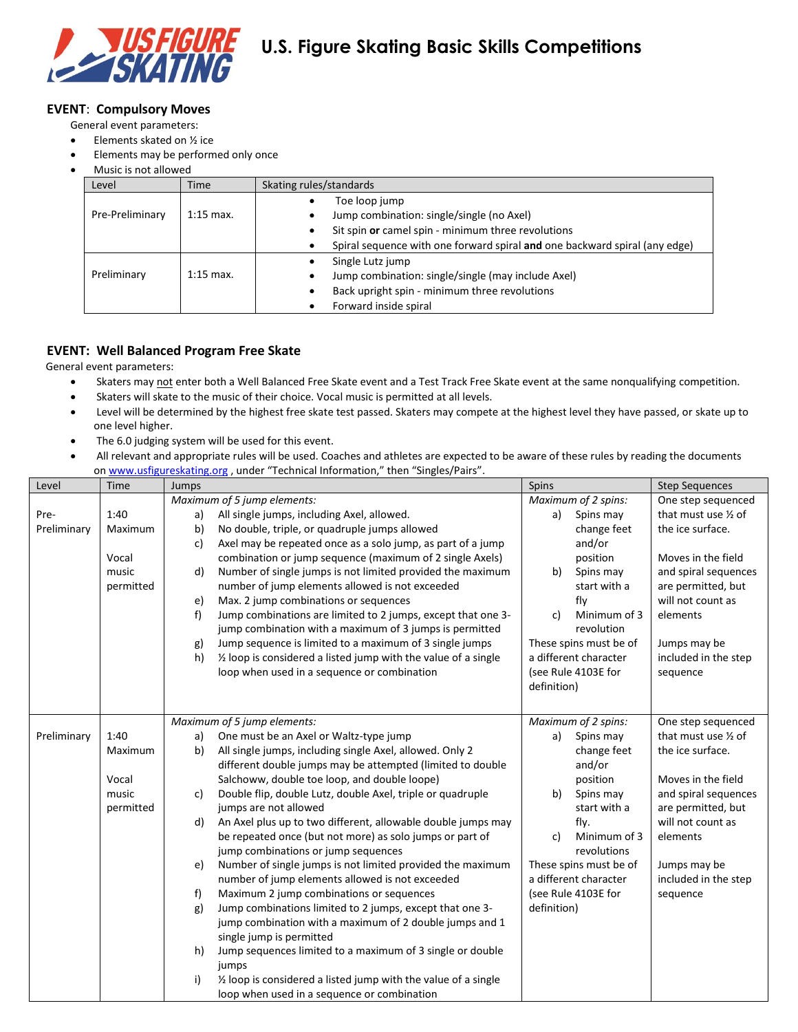# U.S. Figure Skating Basic Skills Competitions

## EVENT: Compulsory Moves

General event parameters:

- Elements skated on ½ ice
- Elements may be performed only once
- Music is not allowed

| Level | Time | Skating rules/standards |
|---|---|---|
| Pre-Preliminary | 1:15 max. | • Toe loop jump<br>• Jump combination: single/single (no Axel)<br>• Sit spin **or** camel spin - minimum three revolutions<br>• Spiral sequence with one forward spiral **and** one backward spiral (any edge) |
| Preliminary | 1:15 max. | • Single Lutz jump<br>• Jump combination: single/single (may include Axel)<br>• Back upright spin - minimum three revolutions<br>• Forward inside spiral |

## EVENT: Well Balanced Program Free Skate

General event parameters:

- Skaters may not enter both a Well Balanced Free Skate event and a Test Track Free Skate event at the same nonqualifying competition.
- Skaters will skate to the music of their choice. Vocal music is permitted at all levels.
- Level will be determined by the highest free skate test passed. Skaters may compete at the highest level they have passed, or skate up to one level higher.
- The 6.0 judging system will be used for this event.
- All relevant and appropriate rules will be used. Coaches and athletes are expected to be aware of these rules by reading the documents on www.usfigureskating.org , under "Technical Information," then "Singles/Pairs".

| Level | Time | Jumps | Spins | Step Sequences |
|---|---|---|---|---|
| Pre-Preliminary | 1:40 Maximum<br><br>Vocal music permitted | *Maximum of 5 jump elements:*<br>a) All single jumps, including Axel, allowed.<br>b) No double, triple, or quadruple jumps allowed<br>c) Axel may be repeated once as a solo jump, as part of a jump combination or jump sequence (maximum of 2 single Axels)<br>d) Number of single jumps is not limited provided the maximum number of jump elements allowed is not exceeded<br>e) Max. 2 jump combinations or sequences<br>f) Jump combinations are limited to 2 jumps, except that one 3-jump combination with a maximum of 3 jumps is permitted<br>g) Jump sequence is limited to a maximum of 3 single jumps<br>h) ½ loop is considered a listed jump with the value of a single loop when used in a sequence or combination | *Maximum of 2 spins:*<br>a) Spins may change feet and/or position<br>b) Spins may start with a fly<br>c) Minimum of 3 revolution<br>These spins must be of a different character (see Rule 4103E for definition) | One step sequenced that must use ½ of the ice surface.<br><br>Moves in the field and spiral sequences are permitted, but will not count as elements<br><br>Jumps may be included in the step sequence |
| Preliminary | 1:40 Maximum<br><br>Vocal music permitted | *Maximum of 5 jump elements:*<br>a) One must be an Axel or Waltz-type jump<br>b) All single jumps, including single Axel, allowed. Only 2 different double jumps may be attempted (limited to double Salchoww, double toe loop, and double loope)<br>c) Double flip, double Lutz, double Axel, triple or quadruple jumps are not allowed<br>d) An Axel plus up to two different, allowable double jumps may be repeated once (but not more) as solo jumps or part of jump combinations or jump sequences<br>e) Number of single jumps is not limited provided the maximum number of jump elements allowed is not exceeded<br>f) Maximum 2 jump combinations or sequences<br>g) Jump combinations limited to 2 jumps, except that one 3-jump combination with a maximum of 2 double jumps and 1 single jump is permitted<br>h) Jump sequences limited to a maximum of 3 single or double jumps<br>i) ½ loop is considered a listed jump with the value of a single loop when used in a sequence or combination | *Maximum of 2 spins:*<br>a) Spins may change feet and/or position<br>b) Spins may start with a fly.<br>c) Minimum of 3 revolutions<br>These spins must be of a different character (see Rule 4103E for definition) | One step sequenced that must use ½ of the ice surface.<br><br>Moves in the field and spiral sequences are permitted, but will not count as elements<br><br>Jumps may be included in the step sequence |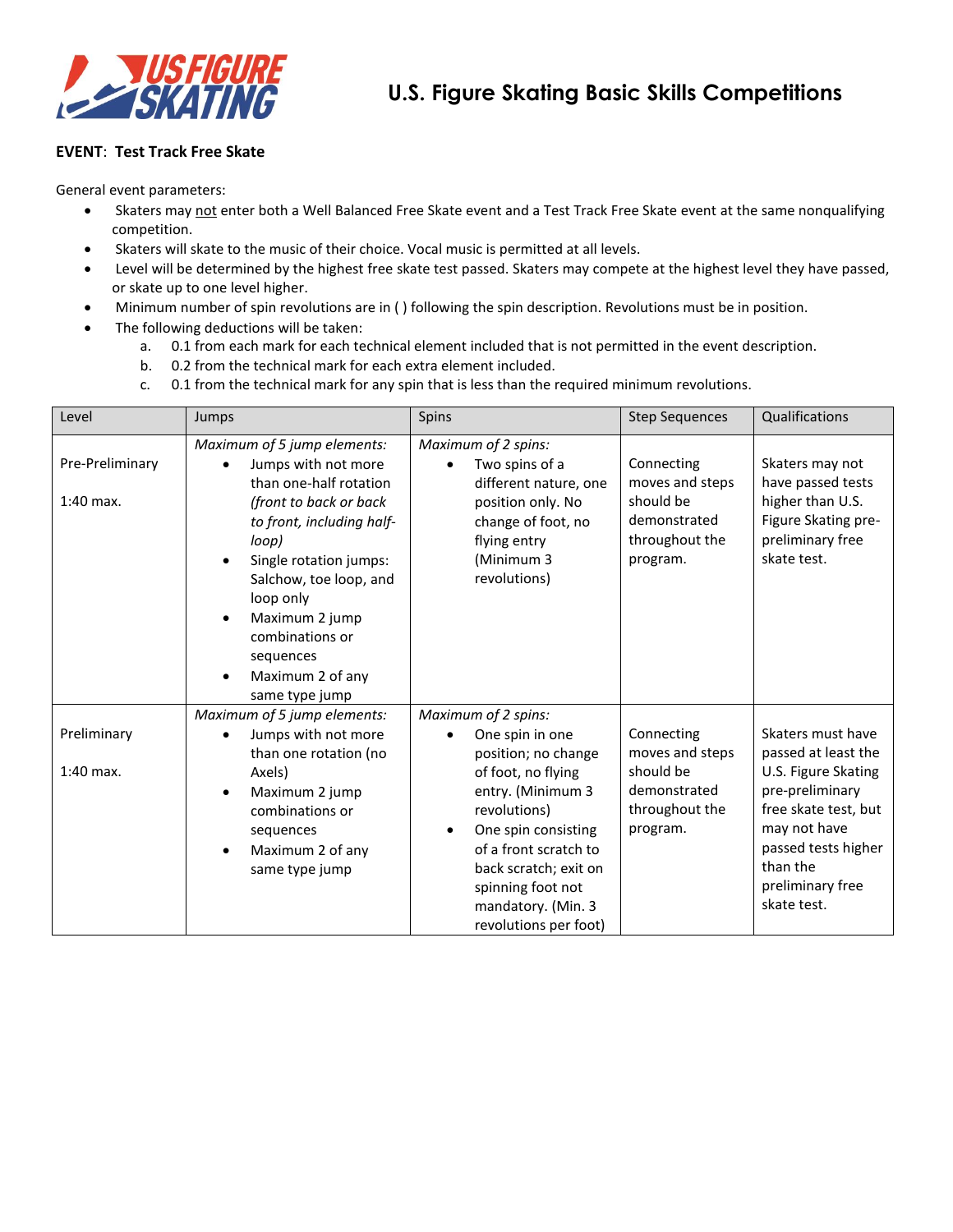# U.S. Figure Skating Basic Skills Competitions

**EVENT**: **Test Track Free Skate**

General event parameters:

- Skaters may not enter both a Well Balanced Free Skate event and a Test Track Free Skate event at the same nonqualifying competition.
- Skaters will skate to the music of their choice. Vocal music is permitted at all levels.
- Level will be determined by the highest free skate test passed. Skaters may compete at the highest level they have passed, or skate up to one level higher.
- Minimum number of spin revolutions are in ( ) following the spin description. Revolutions must be in position.
- The following deductions will be taken:
  a. 0.1 from each mark for each technical element included that is not permitted in the event description.
  b. 0.2 from the technical mark for each extra element included.
  c. 0.1 from the technical mark for any spin that is less than the required minimum revolutions.

| Level | Jumps | Spins | Step Sequences | Qualifications |
|---|---|---|---|---|
| Pre-Preliminary<br><br>1:40 max. | *Maximum of 5 jump elements:*<br>• Jumps with not more than one-half rotation *(front to back or back to front, including half-loop)*<br>• Single rotation jumps: Salchow, toe loop, and loop only<br>• Maximum 2 jump combinations or sequences<br>• Maximum 2 of any same type jump | *Maximum of 2 spins:*<br>• Two spins of a different nature, one position only. No change of foot, no flying entry (Minimum 3 revolutions) | Connecting moves and steps should be demonstrated throughout the program. | Skaters may not have passed tests higher than U.S. Figure Skating pre-preliminary free skate test. |
| Preliminary<br><br>1:40 max. | *Maximum of 5 jump elements:*<br>• Jumps with not more than one rotation (no Axels)<br>• Maximum 2 jump combinations or sequences<br>• Maximum 2 of any same type jump | *Maximum of 2 spins:*<br>• One spin in one position; no change of foot, no flying entry. (Minimum 3 revolutions)<br>• One spin consisting of a front scratch to back scratch; exit on spinning foot not mandatory. (Min. 3 revolutions per foot) | Connecting moves and steps should be demonstrated throughout the program. | Skaters must have passed at least the U.S. Figure Skating pre-preliminary free skate test, but may not have passed tests higher than the preliminary free skate test. |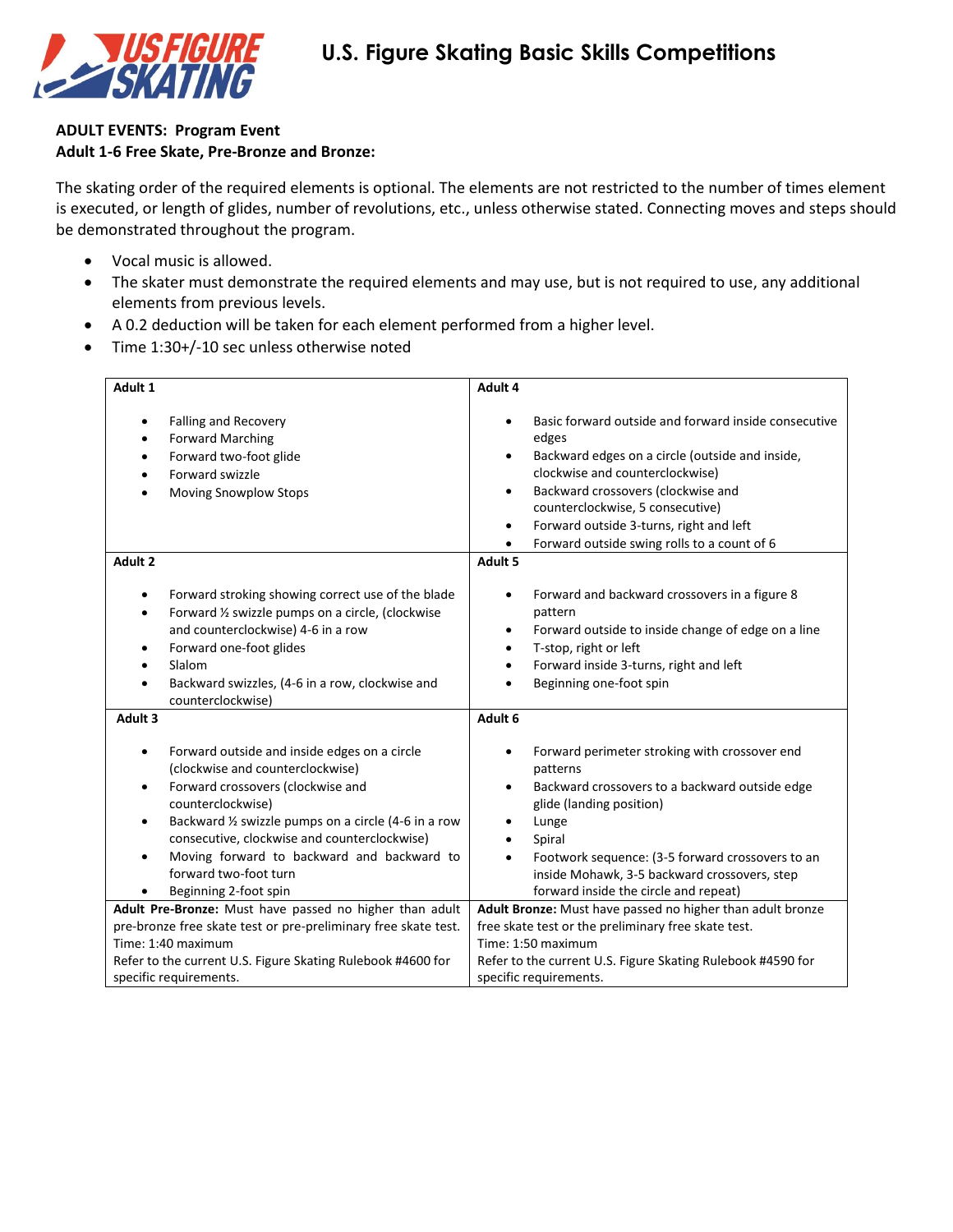# U.S. Figure Skating Basic Skills Competitions

**ADULT EVENTS: Program Event**
**Adult 1-6 Free Skate, Pre-Bronze and Bronze:**

The skating order of the required elements is optional. The elements are not restricted to the number of times element is executed, or length of glides, number of revolutions, etc., unless otherwise stated. Connecting moves and steps should be demonstrated throughout the program.

- Vocal music is allowed.
- The skater must demonstrate the required elements and may use, but is not required to use, any additional elements from previous levels.
- A 0.2 deduction will be taken for each element performed from a higher level.
- Time 1:30+/-10 sec unless otherwise noted

| Adult 1 | Adult 4 |
|---|---|
| • Falling and Recovery<br>• Forward Marching<br>• Forward two-foot glide<br>• Forward swizzle<br>• Moving Snowplow Stops | • Basic forward outside and forward inside consecutive edges<br>• Backward edges on a circle (outside and inside, clockwise and counterclockwise)<br>• Backward crossovers (clockwise and counterclockwise, 5 consecutive)<br>• Forward outside 3-turns, right and left<br>• Forward outside swing rolls to a count of 6 |
| **Adult 2** | **Adult 5** |
| • Forward stroking showing correct use of the blade<br>• Forward ½ swizzle pumps on a circle, (clockwise and counterclockwise) 4-6 in a row<br>• Forward one-foot glides<br>• Slalom<br>• Backward swizzles, (4-6 in a row, clockwise and counterclockwise) | • Forward and backward crossovers in a figure 8 pattern<br>• Forward outside to inside change of edge on a line<br>• T-stop, right or left<br>• Forward inside 3-turns, right and left<br>• Beginning one-foot spin |
| **Adult 3** | **Adult 6** |
| • Forward outside and inside edges on a circle (clockwise and counterclockwise)<br>• Forward crossovers (clockwise and counterclockwise)<br>• Backward ½ swizzle pumps on a circle (4-6 in a row consecutive, clockwise and counterclockwise)<br>• Moving forward to backward and backward to forward two-foot turn<br>• Beginning 2-foot spin | • Forward perimeter stroking with crossover end patterns<br>• Backward crossovers to a backward outside edge glide (landing position)<br>• Lunge<br>• Spiral<br>• Footwork sequence: (3-5 forward crossovers to an inside Mohawk, 3-5 backward crossovers, step forward inside the circle and repeat) |
| **Adult Pre-Bronze:** Must have passed no higher than adult pre-bronze free skate test or pre-preliminary free skate test.<br>Time: 1:40 maximum<br>Refer to the current U.S. Figure Skating Rulebook #4600 for specific requirements. | **Adult Bronze:** Must have passed no higher than adult bronze free skate test or the preliminary free skate test.<br>Time: 1:50 maximum<br>Refer to the current U.S. Figure Skating Rulebook #4590 for specific requirements. |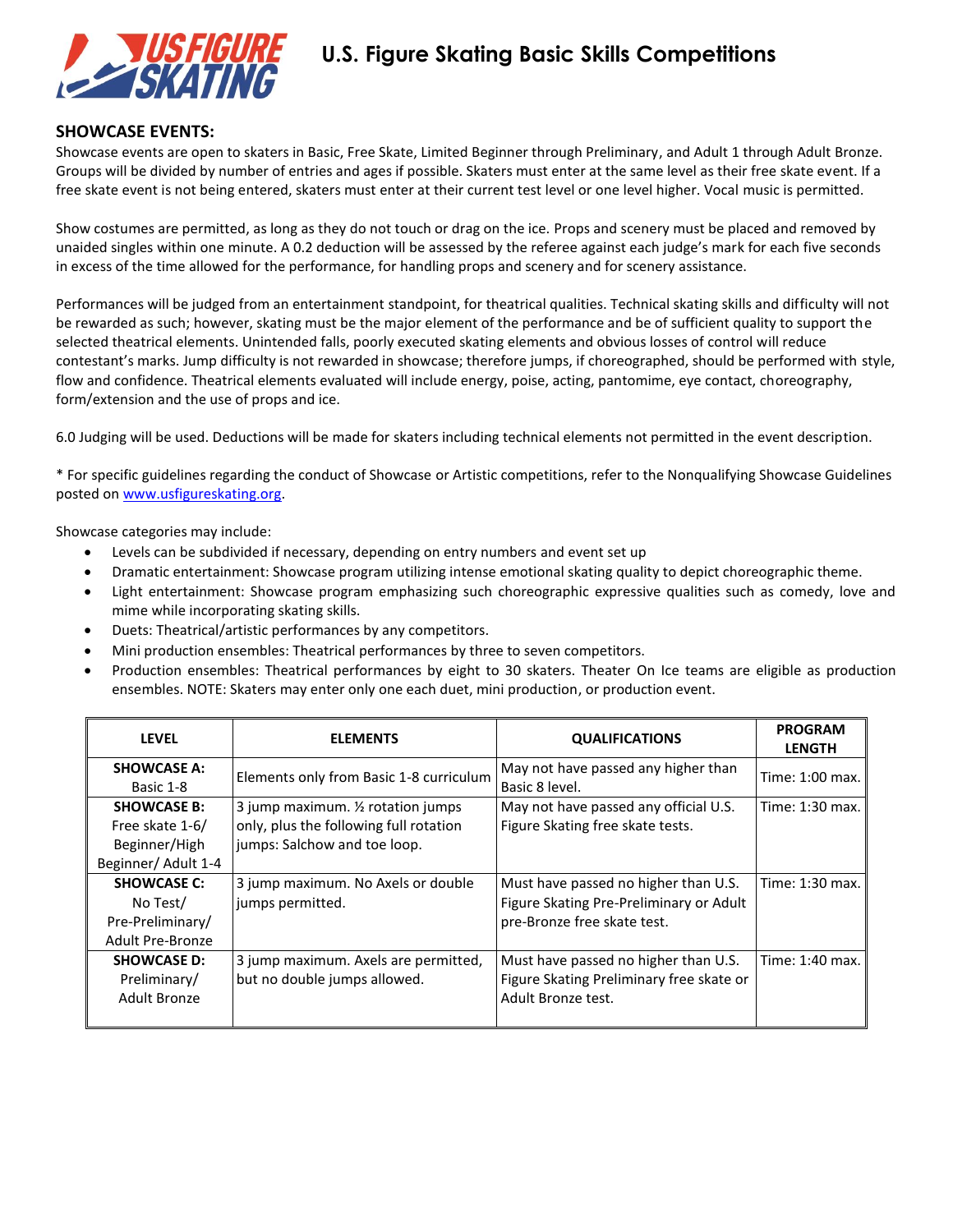# U.S. Figure Skating Basic Skills Competitions

## SHOWCASE EVENTS:

Showcase events are open to skaters in Basic, Free Skate, Limited Beginner through Preliminary, and Adult 1 through Adult Bronze. Groups will be divided by number of entries and ages if possible. Skaters must enter at the same level as their free skate event. If a free skate event is not being entered, skaters must enter at their current test level or one level higher. Vocal music is permitted.

Show costumes are permitted, as long as they do not touch or drag on the ice. Props and scenery must be placed and removed by unaided singles within one minute. A 0.2 deduction will be assessed by the referee against each judge's mark for each five seconds in excess of the time allowed for the performance, for handling props and scenery and for scenery assistance.

Performances will be judged from an entertainment standpoint, for theatrical qualities. Technical skating skills and difficulty will not be rewarded as such; however, skating must be the major element of the performance and be of sufficient quality to support the selected theatrical elements. Unintended falls, poorly executed skating elements and obvious losses of control will reduce contestant's marks. Jump difficulty is not rewarded in showcase; therefore jumps, if choreographed, should be performed with style, flow and confidence. Theatrical elements evaluated will include energy, poise, acting, pantomime, eye contact, choreography, form/extension and the use of props and ice.

6.0 Judging will be used. Deductions will be made for skaters including technical elements not permitted in the event description.

* For specific guidelines regarding the conduct of Showcase or Artistic competitions, refer to the Nonqualifying Showcase Guidelines posted on www.usfigureskating.org.

Showcase categories may include:

- Levels can be subdivided if necessary, depending on entry numbers and event set up
- Dramatic entertainment: Showcase program utilizing intense emotional skating quality to depict choreographic theme.
- Light entertainment: Showcase program emphasizing such choreographic expressive qualities such as comedy, love and mime while incorporating skating skills.
- Duets: Theatrical/artistic performances by any competitors.
- Mini production ensembles: Theatrical performances by three to seven competitors.
- Production ensembles: Theatrical performances by eight to 30 skaters. Theater On Ice teams are eligible as production ensembles. NOTE: Skaters may enter only one each duet, mini production, or production event.

| LEVEL | ELEMENTS | QUALIFICATIONS | PROGRAM LENGTH |
|---|---|---|---|
| **SHOWCASE A:** Basic 1-8 | Elements only from Basic 1-8 curriculum | May not have passed any higher than Basic 8 level. | Time: 1:00 max. |
| **SHOWCASE B:** Free skate 1-6/ Beginner/High Beginner/ Adult 1-4 | 3 jump maximum. ½ rotation jumps only, plus the following full rotation jumps: Salchow and toe loop. | May not have passed any official U.S. Figure Skating free skate tests. | Time: 1:30 max. |
| **SHOWCASE C:** No Test/ Pre-Preliminary/ Adult Pre-Bronze | 3 jump maximum. No Axels or double jumps permitted. | Must have passed no higher than U.S. Figure Skating Pre-Preliminary or Adult pre-Bronze free skate test. | Time: 1:30 max. |
| **SHOWCASE D:** Preliminary/ Adult Bronze | 3 jump maximum. Axels are permitted, but no double jumps allowed. | Must have passed no higher than U.S. Figure Skating Preliminary free skate or Adult Bronze test. | Time: 1:40 max. |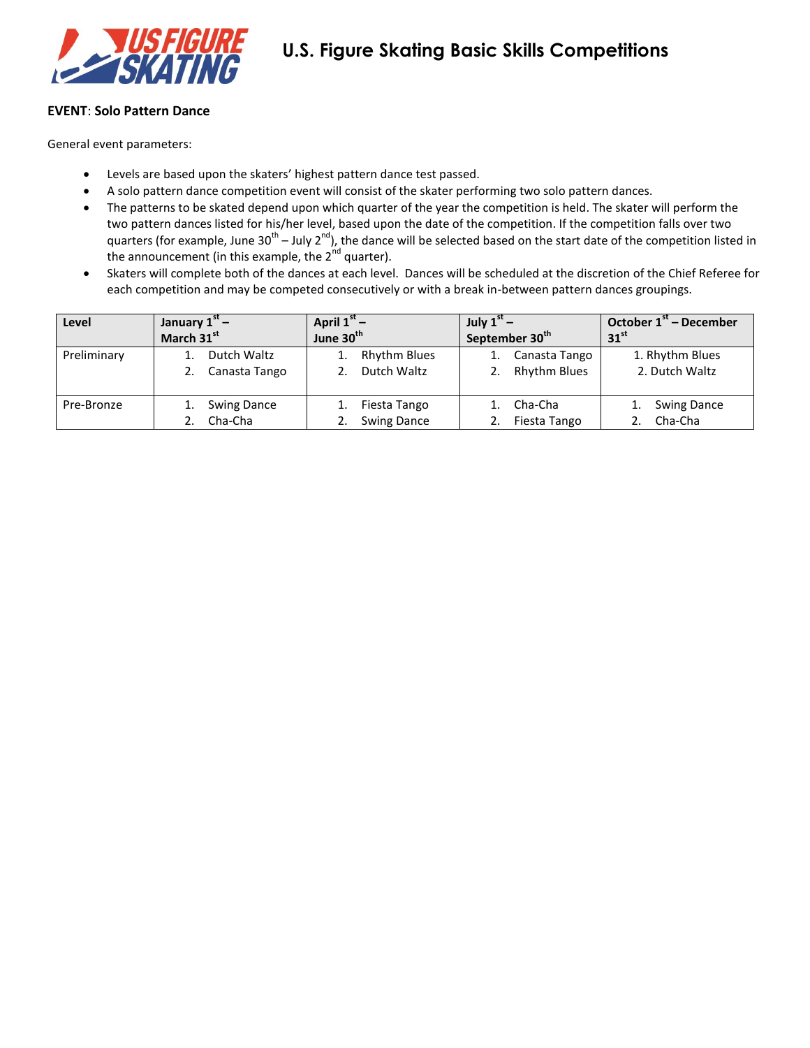# U.S. Figure Skating Basic Skills Competitions

**EVENT**: **Solo Pattern Dance**

General event parameters:

- Levels are based upon the skaters' highest pattern dance test passed.
- A solo pattern dance competition event will consist of the skater performing two solo pattern dances.
- The patterns to be skated depend upon which quarter of the year the competition is held. The skater will perform the two pattern dances listed for his/her level, based upon the date of the competition. If the competition falls over two quarters (for example, June 30th – July 2nd), the dance will be selected based on the start date of the competition listed in the announcement (in this example, the 2nd quarter).
- Skaters will complete both of the dances at each level. Dances will be scheduled at the discretion of the Chief Referee for each competition and may be competed consecutively or with a break in-between pattern dances groupings.

| Level | January 1st – March 31st | April 1st – June 30th | July 1st – September 30th | October 1st – December 31st |
|---|---|---|---|---|
| Preliminary | 1. Dutch Waltz<br>2. Canasta Tango | 1. Rhythm Blues<br>2. Dutch Waltz | 1. Canasta Tango<br>2. Rhythm Blues | 1. Rhythm Blues<br>2. Dutch Waltz |
| Pre-Bronze | 1. Swing Dance<br>2. Cha-Cha | 1. Fiesta Tango<br>2. Swing Dance | 1. Cha-Cha<br>2. Fiesta Tango | 1. Swing Dance<br>2. Cha-Cha |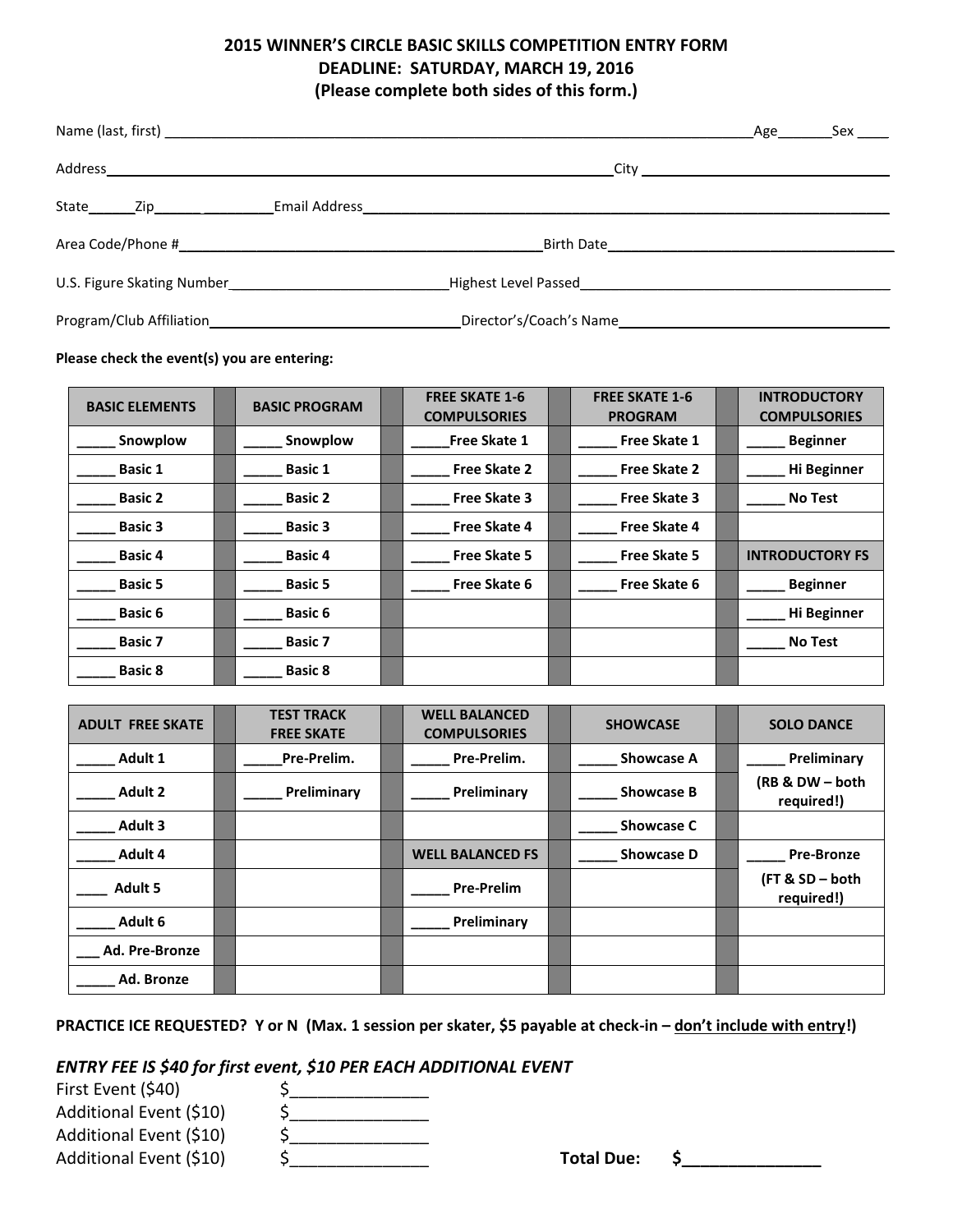# 2015 WINNER'S CIRCLE BASIC SKILLS COMPETITION ENTRY FORM
## DEADLINE: SATURDAY, MARCH 19, 2016
## (Please complete both sides of this form.)

Name (last, first) ______________________________________________ Age_______ Sex ____

Address______________________________________________ City ______________________

State______ Zip______ _________ Email Address____________________________________

Area Code/Phone #______________________________ Birth Date________________________

U.S. Figure Skating Number____________________ Highest Level Passed________________

Program/Club Affiliation______________________ Director's/Coach's Name_______________

**Please check the event(s) you are entering:**

| BASIC ELEMENTS | | BASIC PROGRAM | | FREE SKATE 1-6 COMPULSORIES | | FREE SKATE 1-6 PROGRAM | | INTRODUCTORY COMPULSORIES |
|---|---|---|---|---|---|---|---|---|
| _____ Snowplow | | _____ Snowplow | | _____Free Skate 1 | | _____ Free Skate 1 | | _____ Beginner |
| _____ Basic 1 | | _____ Basic 1 | | _____ Free Skate 2 | | _____ Free Skate 2 | | _____ Hi Beginner |
| _____ Basic 2 | | _____ Basic 2 | | _____ Free Skate 3 | | _____ Free Skate 3 | | _____ No Test |
| _____ Basic 3 | | _____ Basic 3 | | _____ Free Skate 4 | | _____ Free Skate 4 | | |
| _____ Basic 4 | | _____ Basic 4 | | _____ Free Skate 5 | | _____ Free Skate 5 | | **INTRODUCTORY FS** |
| _____ Basic 5 | | _____ Basic 5 | | _____ Free Skate 6 | | _____ Free Skate 6 | | _____ Beginner |
| _____ Basic 6 | | _____ Basic 6 | | | | | | _____ Hi Beginner |
| _____ Basic 7 | | _____ Basic 7 | | | | | | _____ No Test |
| _____ Basic 8 | | _____ Basic 8 | | | | | | |

| ADULT FREE SKATE | | TEST TRACK FREE SKATE | | WELL BALANCED COMPULSORIES | | SHOWCASE | | SOLO DANCE |
|---|---|---|---|---|---|---|---|---|
| _____ Adult 1 | | _____Pre-Prelim. | | _____ Pre-Prelim. | | _____ Showcase A | | _____ Preliminary |
| _____ Adult 2 | | _____ Preliminary | | _____ Preliminary | | _____ Showcase B | | (RB & DW – both required!) |
| _____ Adult 3 | | | | | | _____ Showcase C | | |
| _____ Adult 4 | | | | **WELL BALANCED FS** | | _____ Showcase D | | _____ Pre-Bronze |
| ____ Adult 5 | | | | _____ Pre-Prelim | | | | (FT & SD – both required!) |
| _____ Adult 6 | | | | _____ Preliminary | | | | |
| ___ Ad. Pre-Bronze | | | | | | | | |
| _____ Ad. Bronze | | | | | | | | |

**PRACTICE ICE REQUESTED? Y or N (Max. 1 session per skater, $5 payable at check-in – don't include with entry!)**

***ENTRY FEE IS $40 for first event, $10 PER EACH ADDITIONAL EVENT***

First Event ($40) $_______________

Additional Event ($10) $_______________

Additional Event ($10) $_______________

Additional Event ($10) $_______________ **Total Due: $_______________**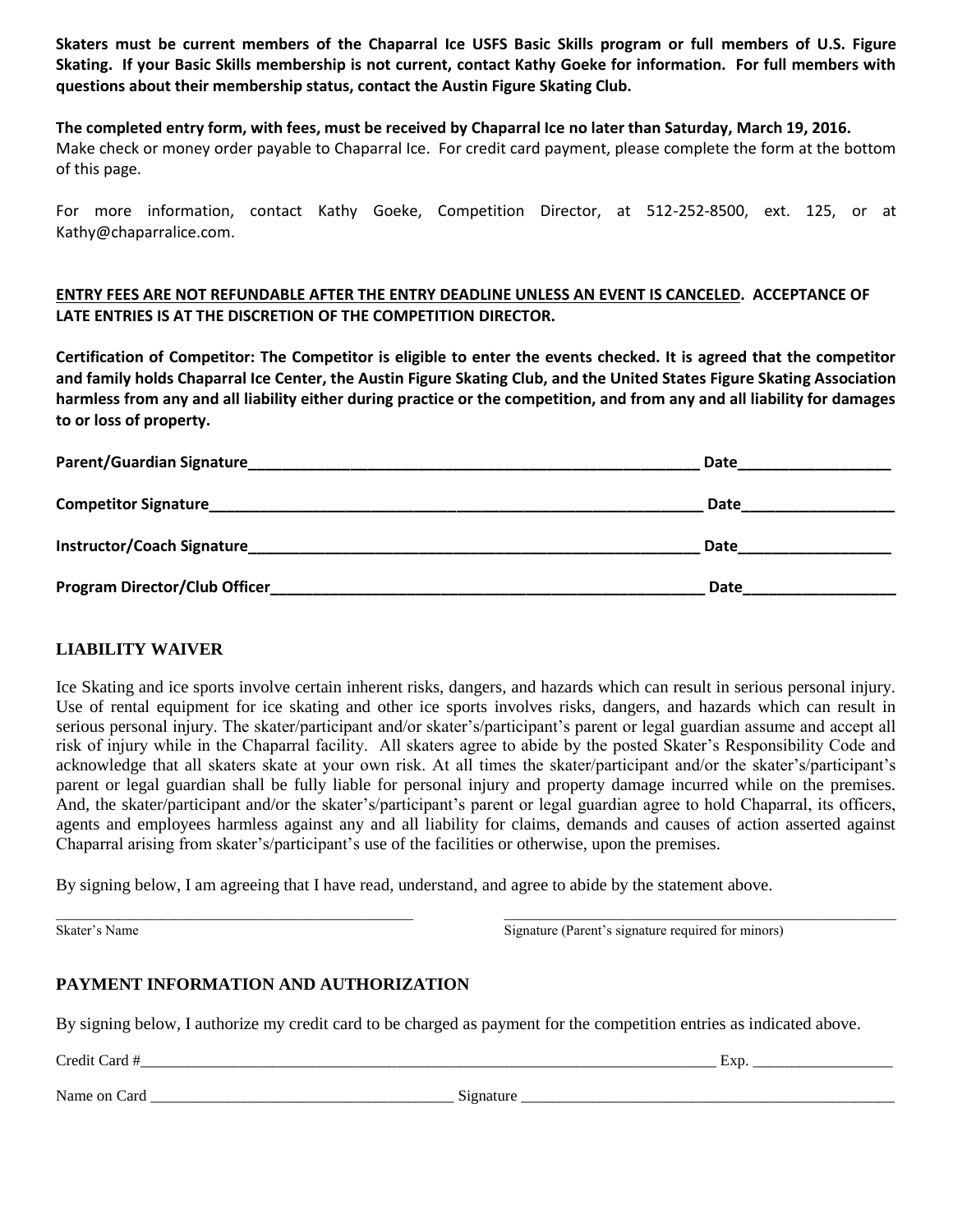**Skaters must be current members of the Chaparral Ice USFS Basic Skills program or full members of U.S. Figure Skating. If your Basic Skills membership is not current, contact Kathy Goeke for information. For full members with questions about their membership status, contact the Austin Figure Skating Club.**

**The completed entry form, with fees, must be received by Chaparral Ice no later than Saturday, March 19, 2016.** Make check or money order payable to Chaparral Ice. For credit card payment, please complete the form at the bottom of this page.

For more information, contact Kathy Goeke, Competition Director, at 512-252-8500, ext. 125, or at Kathy@chaparralice.com.

**<u>ENTRY FEES ARE NOT REFUNDABLE AFTER THE ENTRY DEADLINE UNLESS AN EVENT IS CANCELED</u>. ACCEPTANCE OF LATE ENTRIES IS AT THE DISCRETION OF THE COMPETITION DIRECTOR.**

**Certification of Competitor: The Competitor is eligible to enter the events checked. It is agreed that the competitor and family holds Chaparral Ice Center, the Austin Figure Skating Club, and the United States Figure Skating Association harmless from any and all liability either during practice or the competition, and from any and all liability for damages to or loss of property.**

**Parent/Guardian Signature**_______________________________________________ **Date**_________________

**Competitor Signature**_______________________________________________ **Date**_________________

**Instructor/Coach Signature**_______________________________________________ **Date**_________________

**Program Director/Club Officer**_______________________________________________ **Date**_________________

## LIABILITY WAIVER

Ice Skating and ice sports involve certain inherent risks, dangers, and hazards which can result in serious personal injury. Use of rental equipment for ice skating and other ice sports involves risks, dangers, and hazards which can result in serious personal injury. The skater/participant and/or skater's/participant's parent or legal guardian assume and accept all risk of injury while in the Chaparral facility. All skaters agree to abide by the posted Skater's Responsibility Code and acknowledge that all skaters skate at your own risk. At all times the skater/participant and/or the skater's/participant's parent or legal guardian shall be fully liable for personal injury and property damage incurred while on the premises. And, the skater/participant and/or the skater's/participant's parent or legal guardian agree to hold Chaparral, its officers, agents and employees harmless against any and all liability for claims, demands and causes of action asserted against Chaparral arising from skater's/participant's use of the facilities or otherwise, upon the premises.

By signing below, I am agreeing that I have read, understand, and agree to abide by the statement above.

_______________________________________ _______________________________________

Skater's Name Signature (Parent's signature required for minors)

## PAYMENT INFORMATION AND AUTHORIZATION

By signing below, I authorize my credit card to be charged as payment for the competition entries as indicated above.

Credit Card #_______________________________________________ Exp. _________________

Name on Card _______________________________ Signature _______________________________